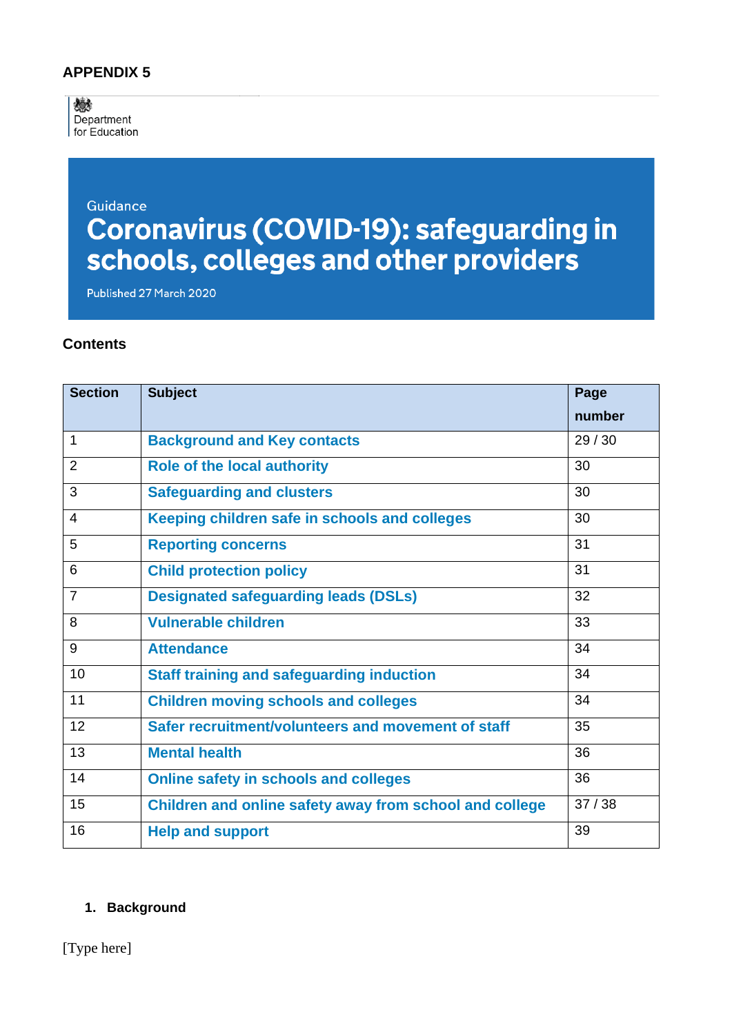**APPENDIX 5**

Department for Education

Guidance

# Coronavirus (COVID-19): safeguarding in schools, colleges and other providers

Published 27 March 2020

**Contents**

| Section | Subject | Page number |
|---|---|---|
| 1 | Background and Key contacts | 29 / 30 |
| 2 | Role of the local authority | 30 |
| 3 | Safeguarding and clusters | 30 |
| 4 | Keeping children safe in schools and colleges | 30 |
| 5 | Reporting concerns | 31 |
| 6 | Child protection policy | 31 |
| 7 | Designated safeguarding leads (DSLs) | 32 |
| 8 | Vulnerable children | 33 |
| 9 | Attendance | 34 |
| 10 | Staff training and safeguarding induction | 34 |
| 11 | Children moving schools and colleges | 34 |
| 12 | Safer recruitment/volunteers and movement of staff | 35 |
| 13 | Mental health | 36 |
| 14 | Online safety in schools and colleges | 36 |
| 15 | Children and online safety away from school and college | 37 / 38 |
| 16 | Help and support | 39 |

## 1. Background

[Type here]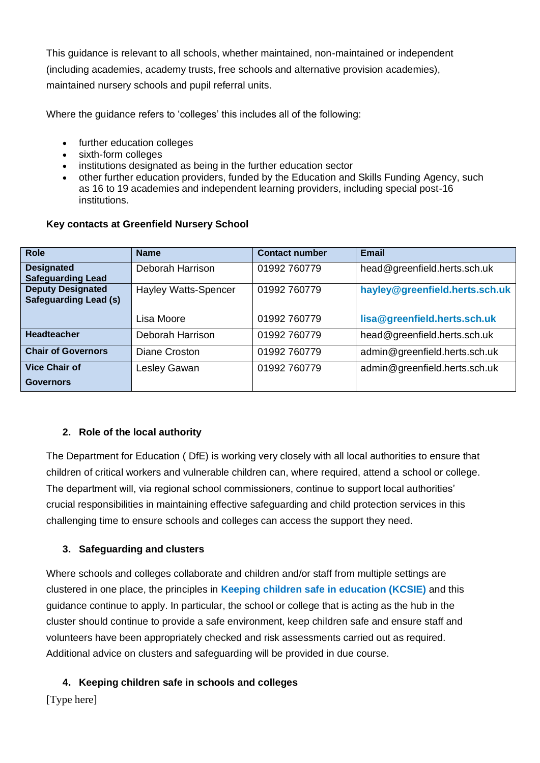This guidance is relevant to all schools, whether maintained, non-maintained or independent (including academies, academy trusts, free schools and alternative provision academies), maintained nursery schools and pupil referral units.

Where the guidance refers to 'colleges' this includes all of the following:

- further education colleges
- sixth-form colleges
- institutions designated as being in the further education sector
- other further education providers, funded by the Education and Skills Funding Agency, such as 16 to 19 academies and independent learning providers, including special post-16 institutions.

**Key contacts at Greenfield Nursery School**

| Role | Name | Contact number | Email |
|---|---|---|---|
| **Designated Safeguarding Lead** | Deborah Harrison | 01992 760779 | head@greenfield.herts.sch.uk |
| **Deputy Designated Safeguarding Lead (s)** | Hayley Watts-Spencer | 01992 760779 | **hayley@greenfield.herts.sch.uk** |
| | Lisa Moore | 01992 760779 | **lisa@greenfield.herts.sch.uk** |
| **Headteacher** | Deborah Harrison | 01992 760779 | head@greenfield.herts.sch.uk |
| **Chair of Governors** | Diane Croston | 01992 760779 | admin@greenfield.herts.sch.uk |
| **Vice Chair of Governors** | Lesley Gawan | 01992 760779 | admin@greenfield.herts.sch.uk |

## 2. Role of the local authority

The Department for Education ( DfE) is working very closely with all local authorities to ensure that children of critical workers and vulnerable children can, where required, attend a school or college. The department will, via regional school commissioners, continue to support local authorities' crucial responsibilities in maintaining effective safeguarding and child protection services in this challenging time to ensure schools and colleges can access the support they need.

## 3. Safeguarding and clusters

Where schools and colleges collaborate and children and/or staff from multiple settings are clustered in one place, the principles in **Keeping children safe in education (KCSIE)** and this guidance continue to apply. In particular, the school or college that is acting as the hub in the cluster should continue to provide a safe environment, keep children safe and ensure staff and volunteers have been appropriately checked and risk assessments carried out as required. Additional advice on clusters and safeguarding will be provided in due course.

## 4. Keeping children safe in schools and colleges

[Type here]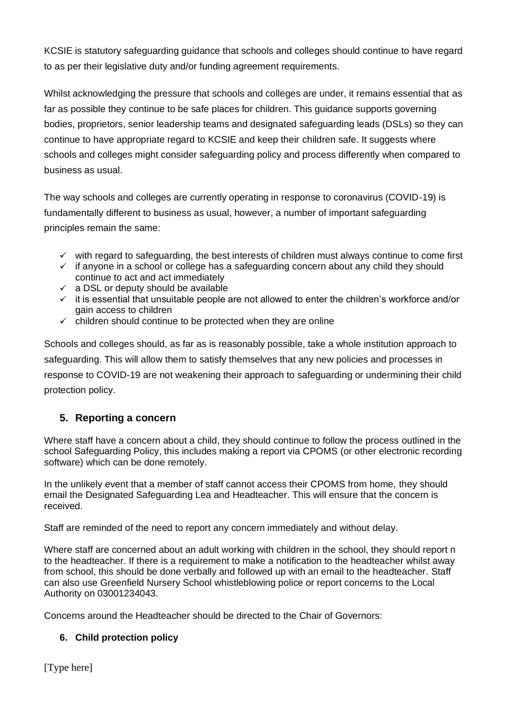KCSIE is statutory safeguarding guidance that schools and colleges should continue to have regard to as per their legislative duty and/or funding agreement requirements.

Whilst acknowledging the pressure that schools and colleges are under, it remains essential that as far as possible they continue to be safe places for children. This guidance supports governing bodies, proprietors, senior leadership teams and designated safeguarding leads (DSLs) so they can continue to have appropriate regard to KCSIE and keep their children safe. It suggests where schools and colleges might consider safeguarding policy and process differently when compared to business as usual.

The way schools and colleges are currently operating in response to coronavirus (COVID-19) is fundamentally different to business as usual, however, a number of important safeguarding principles remain the same:

- ✓ with regard to safeguarding, the best interests of children must always continue to come first
- ✓ if anyone in a school or college has a safeguarding concern about any child they should continue to act and act immediately
- ✓ a DSL or deputy should be available
- ✓ it is essential that unsuitable people are not allowed to enter the children's workforce and/or gain access to children
- ✓ children should continue to be protected when they are online

Schools and colleges should, as far as is reasonably possible, take a whole institution approach to safeguarding. This will allow them to satisfy themselves that any new policies and processes in response to COVID-19 are not weakening their approach to safeguarding or undermining their child protection policy.

## 5. Reporting a concern

Where staff have a concern about a child, they should continue to follow the process outlined in the school Safeguarding Policy, this includes making a report via CPOMS (or other electronic recording software) which can be done remotely.

In the unlikely event that a member of staff cannot access their CPOMS from home, they should email the Designated Safeguarding Lea and Headteacher. This will ensure that the concern is received.

Staff are reminded of the need to report any concern immediately and without delay.

Where staff are concerned about an adult working with children in the school, they should report n to the headteacher. If there is a requirement to make a notification to the headteacher whilst away from school, this should be done verbally and followed up with an email to the headteacher. Staff can also use Greenfield Nursery School whistleblowing police or report concerns to the Local Authority on 03001234043.

Concerns around the Headteacher should be directed to the Chair of Governors:

## 6. Child protection policy

[Type here]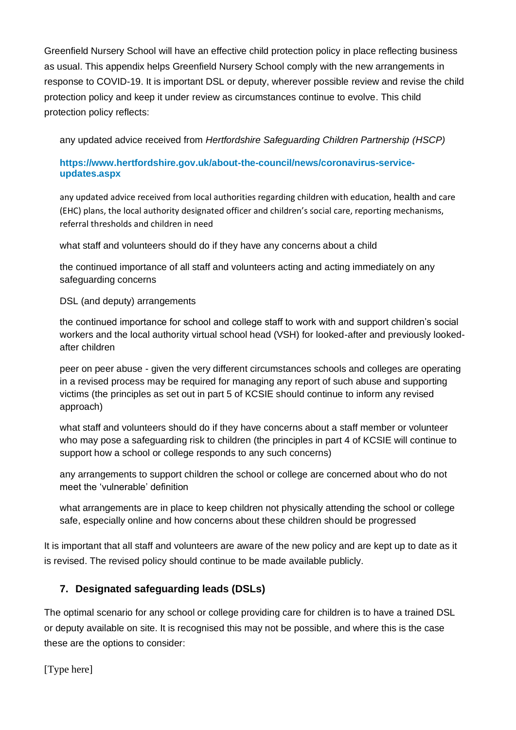Greenfield Nursery School will have an effective child protection policy in place reflecting business as usual. This appendix helps Greenfield Nursery School comply with the new arrangements in response to COVID-19. It is important DSL or deputy, wherever possible review and revise the child protection policy and keep it under review as circumstances continue to evolve. This child protection policy reflects:

- any updated advice received from *Hertfordshire Safeguarding Children Partnership (HSCP)*

  **https://www.hertfordshire.gov.uk/about-the-council/news/coronavirus-service-updates.aspx**

- any updated advice received from local authorities regarding children with education, health and care (EHC) plans, the local authority designated officer and children's social care, reporting mechanisms, referral thresholds and children in need
- what staff and volunteers should do if they have any concerns about a child
- the continued importance of all staff and volunteers acting and acting immediately on any safeguarding concerns
- DSL (and deputy) arrangements
- the continued importance for school and college staff to work with and support children's social workers and the local authority virtual school head (VSH) for looked-after and previously looked-after children
- peer on peer abuse - given the very different circumstances schools and colleges are operating in a revised process may be required for managing any report of such abuse and supporting victims (the principles as set out in part 5 of KCSIE should continue to inform any revised approach)
- what staff and volunteers should do if they have concerns about a staff member or volunteer who may pose a safeguarding risk to children (the principles in part 4 of KCSIE will continue to support how a school or college responds to any such concerns)
- any arrangements to support children the school or college are concerned about who do not meet the 'vulnerable' definition
- what arrangements are in place to keep children not physically attending the school or college safe, especially online and how concerns about these children should be progressed

It is important that all staff and volunteers are aware of the new policy and are kept up to date as it is revised. The revised policy should continue to be made available publicly.

## 7. Designated safeguarding leads (DSLs)

The optimal scenario for any school or college providing care for children is to have a trained DSL or deputy available on site. It is recognised this may not be possible, and where this is the case these are the options to consider: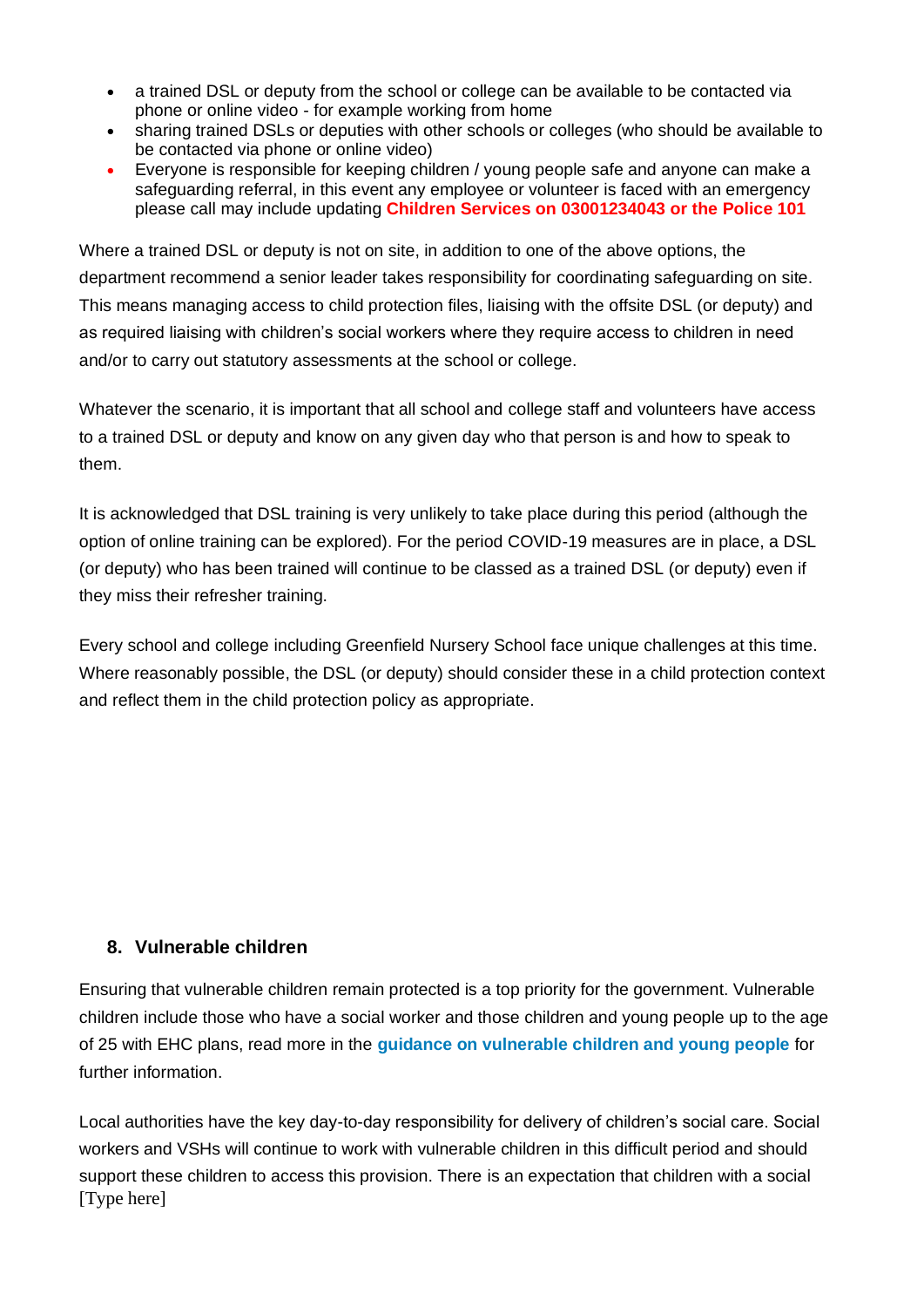- a trained DSL or deputy from the school or college can be available to be contacted via phone or online video - for example working from home
- sharing trained DSLs or deputies with other schools or colleges (who should be available to be contacted via phone or online video)
- Everyone is responsible for keeping children / young people safe and anyone can make a safeguarding referral, in this event any employee or volunteer is faced with an emergency please call may include updating **Children Services on 03001234043 or the Police 101**

Where a trained DSL or deputy is not on site, in addition to one of the above options, the department recommend a senior leader takes responsibility for coordinating safeguarding on site. This means managing access to child protection files, liaising with the offsite DSL (or deputy) and as required liaising with children's social workers where they require access to children in need and/or to carry out statutory assessments at the school or college.

Whatever the scenario, it is important that all school and college staff and volunteers have access to a trained DSL or deputy and know on any given day who that person is and how to speak to them.

It is acknowledged that DSL training is very unlikely to take place during this period (although the option of online training can be explored). For the period COVID-19 measures are in place, a DSL (or deputy) who has been trained will continue to be classed as a trained DSL (or deputy) even if they miss their refresher training.

Every school and college including Greenfield Nursery School face unique challenges at this time. Where reasonably possible, the DSL (or deputy) should consider these in a child protection context and reflect them in the child protection policy as appropriate.

## 8. Vulnerable children

Ensuring that vulnerable children remain protected is a top priority for the government. Vulnerable children include those who have a social worker and those children and young people up to the age of 25 with EHC plans, read more in the **guidance on vulnerable children and young people** for further information.

Local authorities have the key day-to-day responsibility for delivery of children's social care. Social workers and VSHs will continue to work with vulnerable children in this difficult period and should support these children to access this provision. There is an expectation that children with a social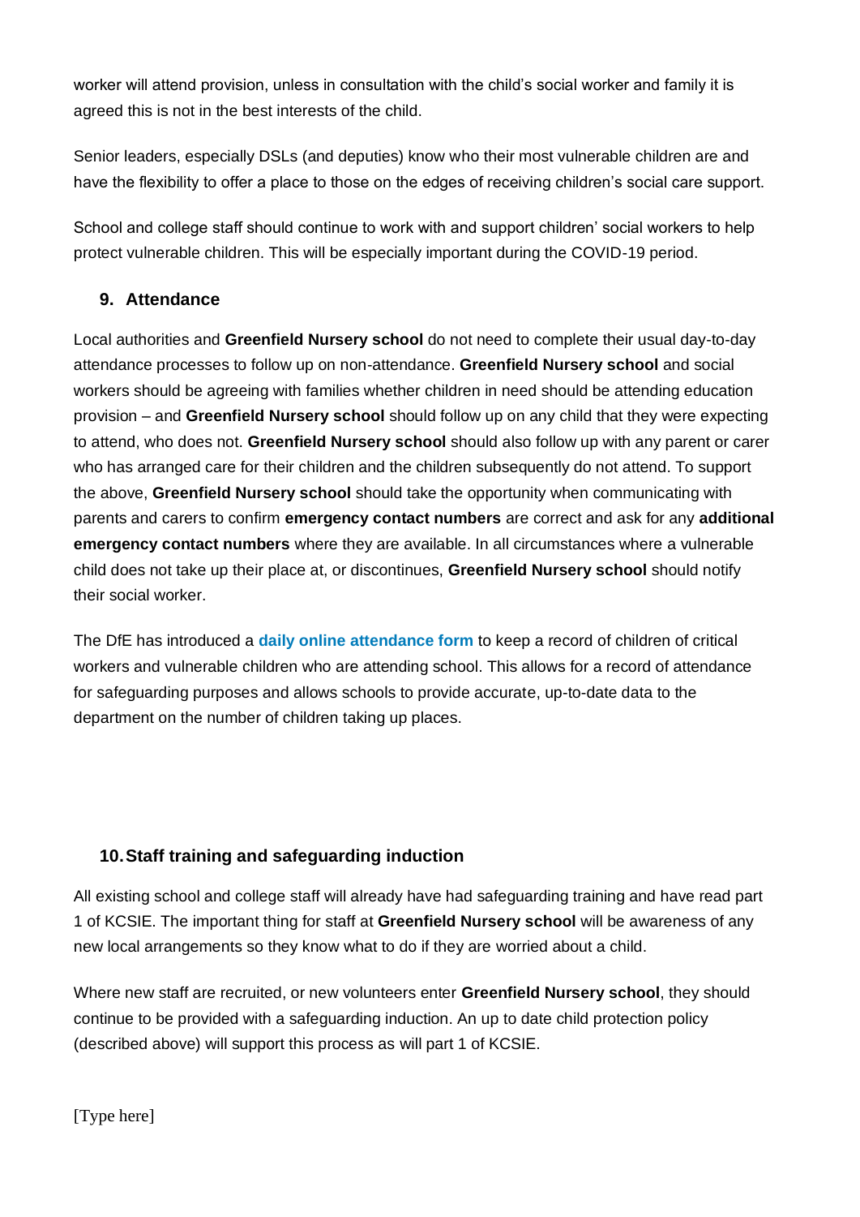worker will attend provision, unless in consultation with the child's social worker and family it is agreed this is not in the best interests of the child.

Senior leaders, especially DSLs (and deputies) know who their most vulnerable children are and have the flexibility to offer a place to those on the edges of receiving children's social care support.

School and college staff should continue to work with and support children' social workers to help protect vulnerable children. This will be especially important during the COVID-19 period.

## 9. Attendance

Local authorities and **Greenfield Nursery school** do not need to complete their usual day-to-day attendance processes to follow up on non-attendance. **Greenfield Nursery school** and social workers should be agreeing with families whether children in need should be attending education provision – and **Greenfield Nursery school** should follow up on any child that they were expecting to attend, who does not. **Greenfield Nursery school** should also follow up with any parent or carer who has arranged care for their children and the children subsequently do not attend. To support the above, **Greenfield Nursery school** should take the opportunity when communicating with parents and carers to confirm **emergency contact numbers** are correct and ask for any **additional emergency contact numbers** where they are available. In all circumstances where a vulnerable child does not take up their place at, or discontinues, **Greenfield Nursery school** should notify their social worker.

The DfE has introduced a **daily online attendance form** to keep a record of children of critical workers and vulnerable children who are attending school. This allows for a record of attendance for safeguarding purposes and allows schools to provide accurate, up-to-date data to the department on the number of children taking up places.

## 10. Staff training and safeguarding induction

All existing school and college staff will already have had safeguarding training and have read part 1 of KCSIE. The important thing for staff at **Greenfield Nursery school** will be awareness of any new local arrangements so they know what to do if they are worried about a child.

Where new staff are recruited, or new volunteers enter **Greenfield Nursery school**, they should continue to be provided with a safeguarding induction. An up to date child protection policy (described above) will support this process as will part 1 of KCSIE.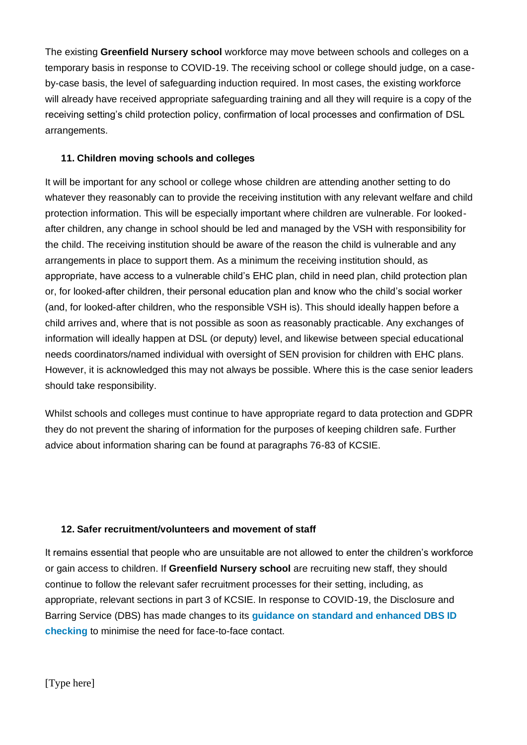The existing **Greenfield Nursery school** workforce may move between schools and colleges on a temporary basis in response to COVID-19. The receiving school or college should judge, on a case-by-case basis, the level of safeguarding induction required. In most cases, the existing workforce will already have received appropriate safeguarding training and all they will require is a copy of the receiving setting's child protection policy, confirmation of local processes and confirmation of DSL arrangements.

### 11. Children moving schools and colleges

It will be important for any school or college whose children are attending another setting to do whatever they reasonably can to provide the receiving institution with any relevant welfare and child protection information. This will be especially important where children are vulnerable. For looked-after children, any change in school should be led and managed by the VSH with responsibility for the child. The receiving institution should be aware of the reason the child is vulnerable and any arrangements in place to support them. As a minimum the receiving institution should, as appropriate, have access to a vulnerable child's EHC plan, child in need plan, child protection plan or, for looked-after children, their personal education plan and know who the child's social worker (and, for looked-after children, who the responsible VSH is). This should ideally happen before a child arrives and, where that is not possible as soon as reasonably practicable. Any exchanges of information will ideally happen at DSL (or deputy) level, and likewise between special educational needs coordinators/named individual with oversight of SEN provision for children with EHC plans. However, it is acknowledged this may not always be possible. Where this is the case senior leaders should take responsibility.

Whilst schools and colleges must continue to have appropriate regard to data protection and GDPR they do not prevent the sharing of information for the purposes of keeping children safe. Further advice about information sharing can be found at paragraphs 76-83 of KCSIE.

### 12. Safer recruitment/volunteers and movement of staff

It remains essential that people who are unsuitable are not allowed to enter the children's workforce or gain access to children. If **Greenfield Nursery school** are recruiting new staff, they should continue to follow the relevant safer recruitment processes for their setting, including, as appropriate, relevant sections in part 3 of KCSIE. In response to COVID-19, the Disclosure and Barring Service (DBS) has made changes to its **guidance on standard and enhanced DBS ID checking** to minimise the need for face-to-face contact.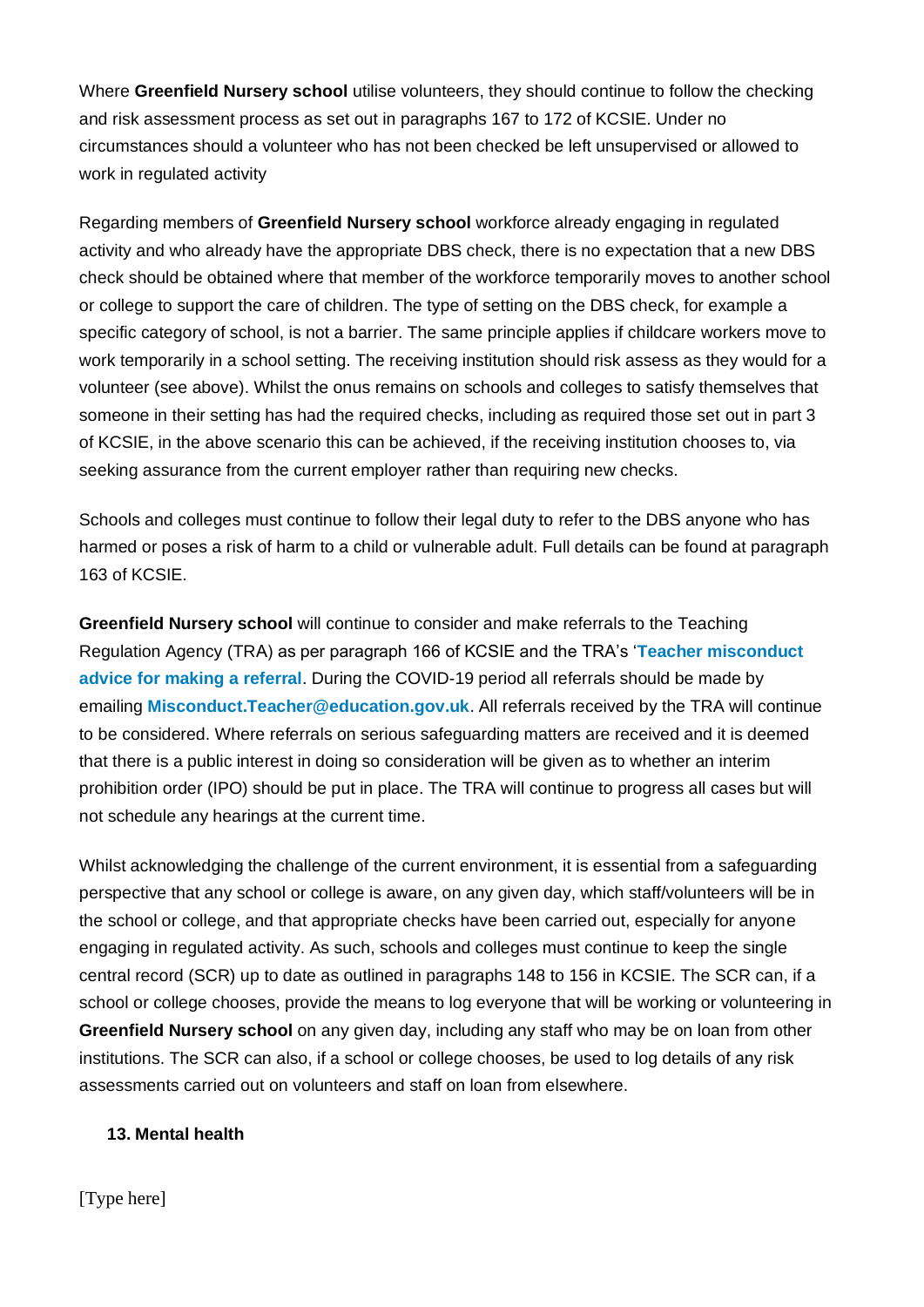Where **Greenfield Nursery school** utilise volunteers, they should continue to follow the checking and risk assessment process as set out in paragraphs 167 to 172 of KCSIE. Under no circumstances should a volunteer who has not been checked be left unsupervised or allowed to work in regulated activity

Regarding members of **Greenfield Nursery school** workforce already engaging in regulated activity and who already have the appropriate DBS check, there is no expectation that a new DBS check should be obtained where that member of the workforce temporarily moves to another school or college to support the care of children. The type of setting on the DBS check, for example a specific category of school, is not a barrier. The same principle applies if childcare workers move to work temporarily in a school setting. The receiving institution should risk assess as they would for a volunteer (see above). Whilst the onus remains on schools and colleges to satisfy themselves that someone in their setting has had the required checks, including as required those set out in part 3 of KCSIE, in the above scenario this can be achieved, if the receiving institution chooses to, via seeking assurance from the current employer rather than requiring new checks.

Schools and colleges must continue to follow their legal duty to refer to the DBS anyone who has harmed or poses a risk of harm to a child or vulnerable adult. Full details can be found at paragraph 163 of KCSIE.

**Greenfield Nursery school** will continue to consider and make referrals to the Teaching Regulation Agency (TRA) as per paragraph 166 of KCSIE and the TRA's '**Teacher misconduct advice for making a referral**. During the COVID-19 period all referrals should be made by emailing **Misconduct.Teacher@education.gov.uk**. All referrals received by the TRA will continue to be considered. Where referrals on serious safeguarding matters are received and it is deemed that there is a public interest in doing so consideration will be given as to whether an interim prohibition order (IPO) should be put in place. The TRA will continue to progress all cases but will not schedule any hearings at the current time.

Whilst acknowledging the challenge of the current environment, it is essential from a safeguarding perspective that any school or college is aware, on any given day, which staff/volunteers will be in the school or college, and that appropriate checks have been carried out, especially for anyone engaging in regulated activity. As such, schools and colleges must continue to keep the single central record (SCR) up to date as outlined in paragraphs 148 to 156 in KCSIE. The SCR can, if a school or college chooses, provide the means to log everyone that will be working or volunteering in **Greenfield Nursery school** on any given day, including any staff who may be on loan from other institutions. The SCR can also, if a school or college chooses, be used to log details of any risk assessments carried out on volunteers and staff on loan from elsewhere.

### 13. Mental health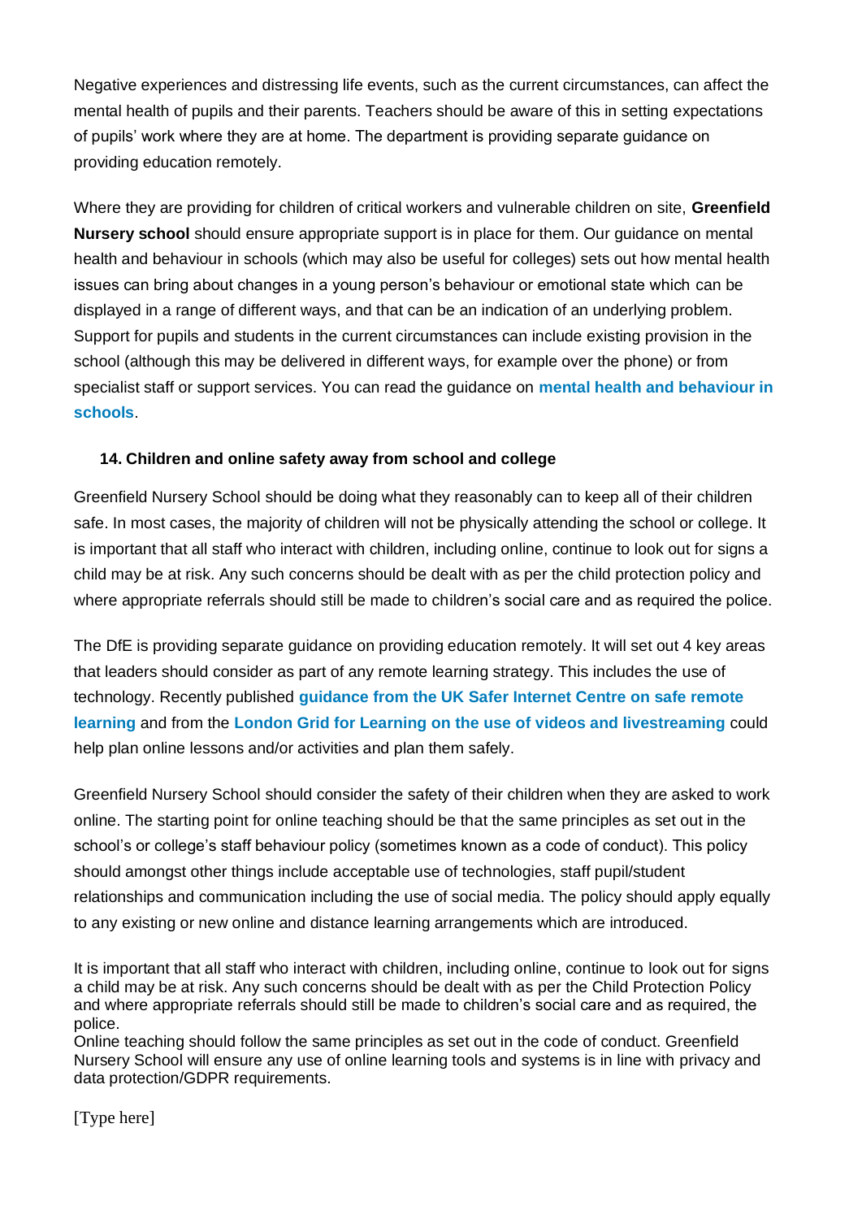Negative experiences and distressing life events, such as the current circumstances, can affect the mental health of pupils and their parents. Teachers should be aware of this in setting expectations of pupils' work where they are at home. The department is providing separate guidance on providing education remotely.

Where they are providing for children of critical workers and vulnerable children on site, **Greenfield Nursery school** should ensure appropriate support is in place for them. Our guidance on mental health and behaviour in schools (which may also be useful for colleges) sets out how mental health issues can bring about changes in a young person's behaviour or emotional state which can be displayed in a range of different ways, and that can be an indication of an underlying problem. Support for pupils and students in the current circumstances can include existing provision in the school (although this may be delivered in different ways, for example over the phone) or from specialist staff or support services. You can read the guidance on **mental health and behaviour in schools**.

### 14. Children and online safety away from school and college

Greenfield Nursery School should be doing what they reasonably can to keep all of their children safe. In most cases, the majority of children will not be physically attending the school or college. It is important that all staff who interact with children, including online, continue to look out for signs a child may be at risk. Any such concerns should be dealt with as per the child protection policy and where appropriate referrals should still be made to children's social care and as required the police.

The DfE is providing separate guidance on providing education remotely. It will set out 4 key areas that leaders should consider as part of any remote learning strategy. This includes the use of technology. Recently published **guidance from the UK Safer Internet Centre on safe remote learning** and from the **London Grid for Learning on the use of videos and livestreaming** could help plan online lessons and/or activities and plan them safely.

Greenfield Nursery School should consider the safety of their children when they are asked to work online. The starting point for online teaching should be that the same principles as set out in the school's or college's staff behaviour policy (sometimes known as a code of conduct). This policy should amongst other things include acceptable use of technologies, staff pupil/student relationships and communication including the use of social media. The policy should apply equally to any existing or new online and distance learning arrangements which are introduced.

It is important that all staff who interact with children, including online, continue to look out for signs a child may be at risk. Any such concerns should be dealt with as per the Child Protection Policy and where appropriate referrals should still be made to children's social care and as required, the police.
Online teaching should follow the same principles as set out in the code of conduct. Greenfield Nursery School will ensure any use of online learning tools and systems is in line with privacy and data protection/GDPR requirements.

[Type here]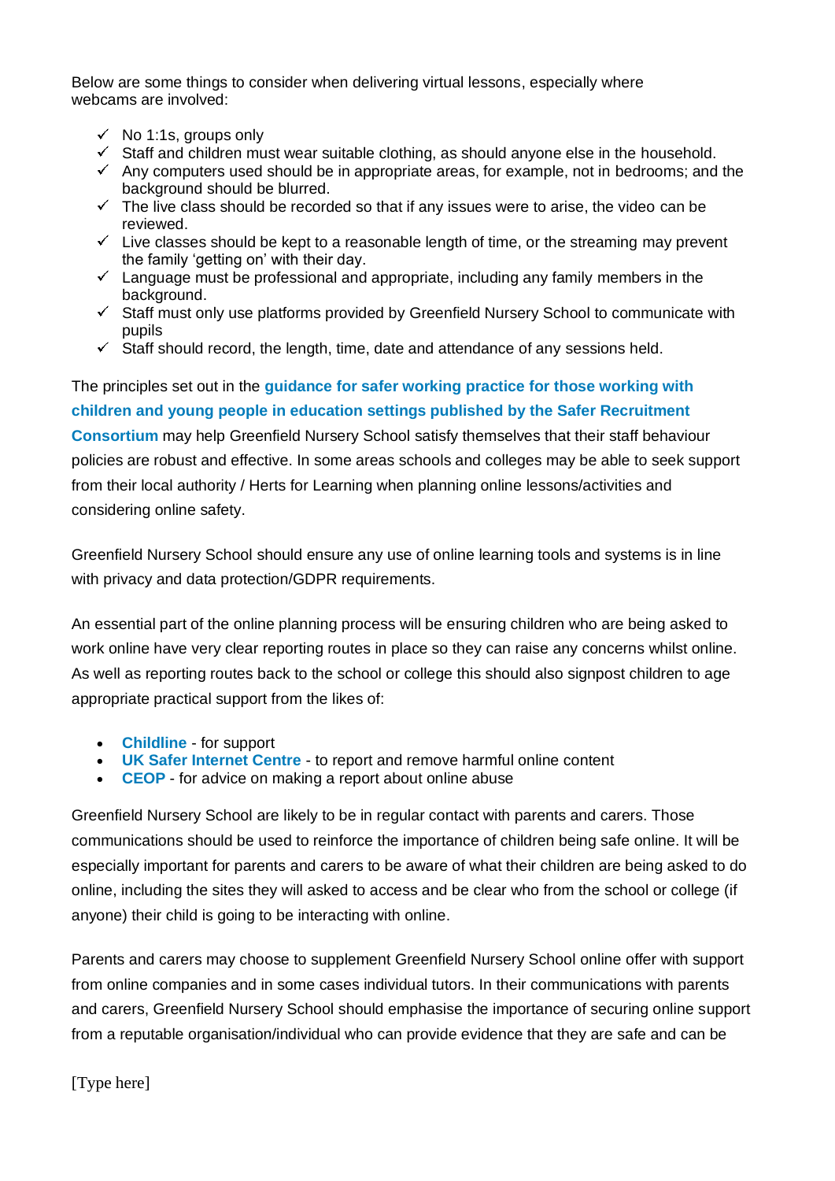Below are some things to consider when delivering virtual lessons, especially where webcams are involved:

- ✓ No 1:1s, groups only
- ✓ Staff and children must wear suitable clothing, as should anyone else in the household.
- ✓ Any computers used should be in appropriate areas, for example, not in bedrooms; and the background should be blurred.
- ✓ The live class should be recorded so that if any issues were to arise, the video can be reviewed.
- ✓ Live classes should be kept to a reasonable length of time, or the streaming may prevent the family 'getting on' with their day.
- ✓ Language must be professional and appropriate, including any family members in the background.
- ✓ Staff must only use platforms provided by Greenfield Nursery School to communicate with pupils
- ✓ Staff should record, the length, time, date and attendance of any sessions held.

The principles set out in the **guidance for safer working practice for those working with children and young people in education settings published by the Safer Recruitment Consortium** may help Greenfield Nursery School satisfy themselves that their staff behaviour policies are robust and effective. In some areas schools and colleges may be able to seek support from their local authority / Herts for Learning when planning online lessons/activities and considering online safety.

Greenfield Nursery School should ensure any use of online learning tools and systems is in line with privacy and data protection/GDPR requirements.

An essential part of the online planning process will be ensuring children who are being asked to work online have very clear reporting routes in place so they can raise any concerns whilst online. As well as reporting routes back to the school or college this should also signpost children to age appropriate practical support from the likes of:

- **Childline** - for support
- **UK Safer Internet Centre** - to report and remove harmful online content
- **CEOP** - for advice on making a report about online abuse

Greenfield Nursery School are likely to be in regular contact with parents and carers. Those communications should be used to reinforce the importance of children being safe online. It will be especially important for parents and carers to be aware of what their children are being asked to do online, including the sites they will asked to access and be clear who from the school or college (if anyone) their child is going to be interacting with online.

Parents and carers may choose to supplement Greenfield Nursery School online offer with support from online companies and in some cases individual tutors. In their communications with parents and carers, Greenfield Nursery School should emphasise the importance of securing online support from a reputable organisation/individual who can provide evidence that they are safe and can be

[Type here]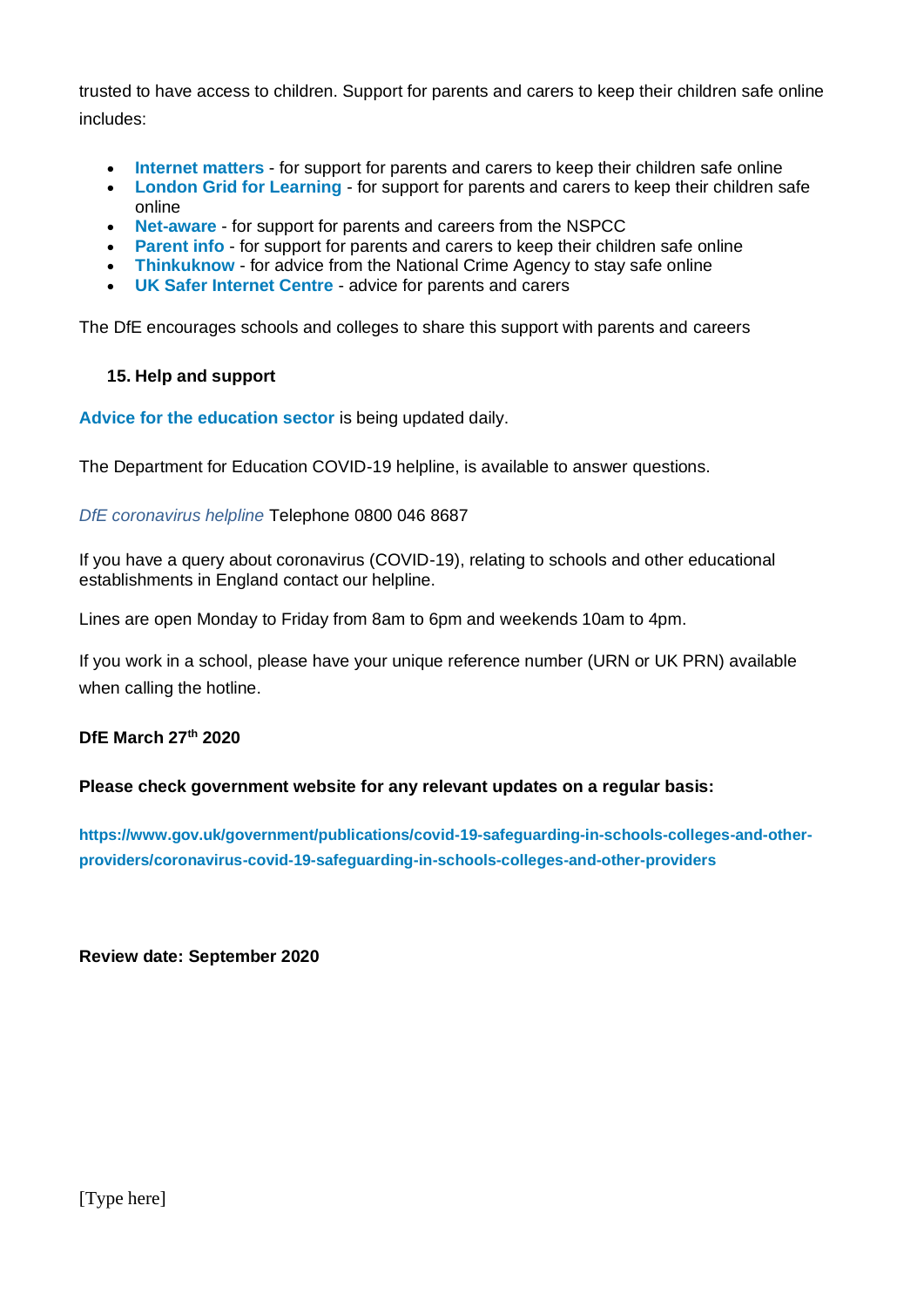trusted to have access to children. Support for parents and carers to keep their children safe online includes:

- **Internet matters** - for support for parents and carers to keep their children safe online
- **London Grid for Learning** - for support for parents and carers to keep their children safe online
- **Net-aware** - for support for parents and careers from the NSPCC
- **Parent info** - for support for parents and carers to keep their children safe online
- **Thinkuknow** - for advice from the National Crime Agency to stay safe online
- **UK Safer Internet Centre** - advice for parents and carers

The DfE encourages schools and colleges to share this support with parents and careers

### 15. Help and support

**Advice for the education sector** is being updated daily.

The Department for Education COVID-19 helpline, is available to answer questions.

*DfE coronavirus helpline* Telephone 0800 046 8687

If you have a query about coronavirus (COVID-19), relating to schools and other educational establishments in England contact our helpline.

Lines are open Monday to Friday from 8am to 6pm and weekends 10am to 4pm.

If you work in a school, please have your unique reference number (URN or UK PRN) available when calling the hotline.

**DfE March 27th 2020**

**Please check government website for any relevant updates on a regular basis:**

**https://www.gov.uk/government/publications/covid-19-safeguarding-in-schools-colleges-and-other-providers/coronavirus-covid-19-safeguarding-in-schools-colleges-and-other-providers**

**Review date: September 2020**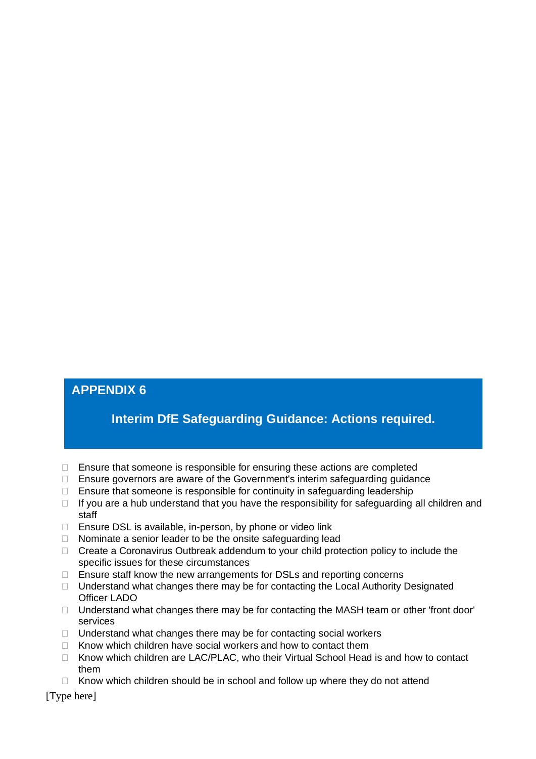## APPENDIX 6

### Interim DfE Safeguarding Guidance: Actions required.

- ☐ Ensure that someone is responsible for ensuring these actions are completed
- ☐ Ensure governors are aware of the Government's interim safeguarding guidance
- ☐ Ensure that someone is responsible for continuity in safeguarding leadership
- ☐ If you are a hub understand that you have the responsibility for safeguarding all children and staff
- ☐ Ensure DSL is available, in-person, by phone or video link
- ☐ Nominate a senior leader to be the onsite safeguarding lead
- ☐ Create a Coronavirus Outbreak addendum to your child protection policy to include the specific issues for these circumstances
- ☐ Ensure staff know the new arrangements for DSLs and reporting concerns
- ☐ Understand what changes there may be for contacting the Local Authority Designated Officer LADO
- ☐ Understand what changes there may be for contacting the MASH team or other 'front door' services
- ☐ Understand what changes there may be for contacting social workers
- ☐ Know which children have social workers and how to contact them
- ☐ Know which children are LAC/PLAC, who their Virtual School Head is and how to contact them
- ☐ Know which children should be in school and follow up where they do not attend

[Type here]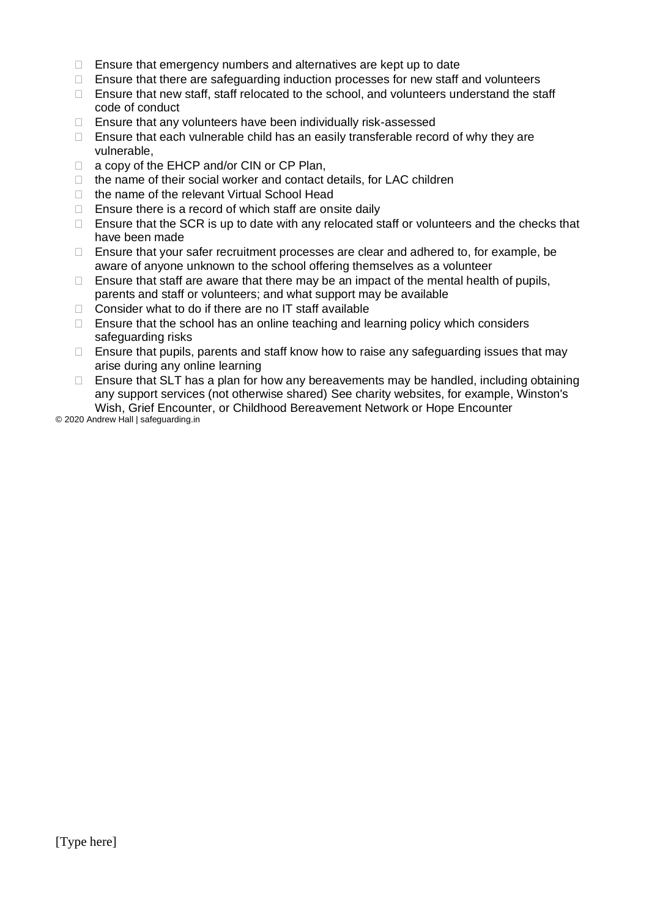- Ensure that emergency numbers and alternatives are kept up to date
- Ensure that there are safeguarding induction processes for new staff and volunteers
- Ensure that new staff, staff relocated to the school, and volunteers understand the staff code of conduct
- Ensure that any volunteers have been individually risk-assessed
- Ensure that each vulnerable child has an easily transferable record of why they are vulnerable,
- a copy of the EHCP and/or CIN or CP Plan,
- the name of their social worker and contact details, for LAC children
- the name of the relevant Virtual School Head
- Ensure there is a record of which staff are onsite daily
- Ensure that the SCR is up to date with any relocated staff or volunteers and the checks that have been made
- Ensure that your safer recruitment processes are clear and adhered to, for example, be aware of anyone unknown to the school offering themselves as a volunteer
- Ensure that staff are aware that there may be an impact of the mental health of pupils, parents and staff or volunteers; and what support may be available
- Consider what to do if there are no IT staff available
- Ensure that the school has an online teaching and learning policy which considers safeguarding risks
- Ensure that pupils, parents and staff know how to raise any safeguarding issues that may arise during any online learning
- Ensure that SLT has a plan for how any bereavements may be handled, including obtaining any support services (not otherwise shared) See charity websites, for example, Winston's Wish, Grief Encounter, or Childhood Bereavement Network or Hope Encounter

© 2020 Andrew Hall | safeguarding.in

[Type here]